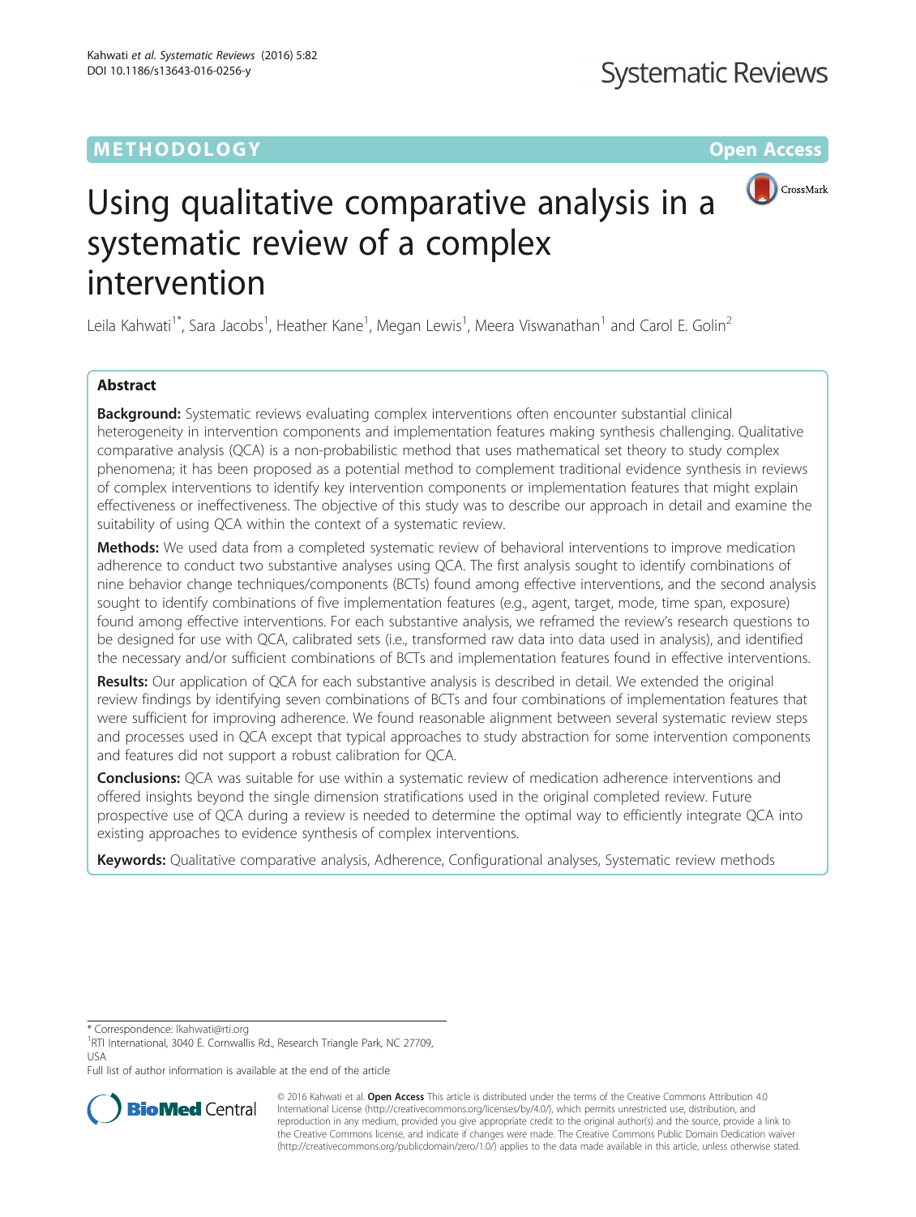METHODOLOGY Open Access

# Using qualitative comparative analysis in a systematic review of a complex intervention

Leila Kahwati[1*], Sara Jacobs[1], Heather Kane[1], Megan Lewis[1], Meera Viswanathan[1] and Carol E. Golin[2]

## Abstract

**Background:** Systematic reviews evaluating complex interventions often encounter substantial clinical heterogeneity in intervention components and implementation features making synthesis challenging. Qualitative comparative analysis (QCA) is a non-probabilistic method that uses mathematical set theory to study complex phenomena; it has been proposed as a potential method to complement traditional evidence synthesis in reviews of complex interventions to identify key intervention components or implementation features that might explain effectiveness or ineffectiveness. The objective of this study was to describe our approach in detail and examine the suitability of using QCA within the context of a systematic review.

**Methods:** We used data from a completed systematic review of behavioral interventions to improve medication adherence to conduct two substantive analyses using QCA. The first analysis sought to identify combinations of nine behavior change techniques/components (BCTs) found among effective interventions, and the second analysis sought to identify combinations of five implementation features (e.g., agent, target, mode, time span, exposure) found among effective interventions. For each substantive analysis, we reframed the review's research questions to be designed for use with QCA, calibrated sets (i.e., transformed raw data into data used in analysis), and identified the necessary and/or sufficient combinations of BCTs and implementation features found in effective interventions.

**Results:** Our application of QCA for each substantive analysis is described in detail. We extended the original review findings by identifying seven combinations of BCTs and four combinations of implementation features that were sufficient for improving adherence. We found reasonable alignment between several systematic review steps and processes used in QCA except that typical approaches to study abstraction for some intervention components and features did not support a robust calibration for QCA.

**Conclusions:** QCA was suitable for use within a systematic review of medication adherence interventions and offered insights beyond the single dimension stratifications used in the original completed review. Future prospective use of QCA during a review is needed to determine the optimal way to efficiently integrate QCA into existing approaches to evidence synthesis of complex interventions.

**Keywords:** Qualitative comparative analysis, Adherence, Configurational analyses, Systematic review methods

---

* Correspondence: lkahwati@rti.org
[1]RTI International, 3040 E. Cornwallis Rd., Research Triangle Park, NC 27709, USA
Full list of author information is available at the end of the article

© 2016 Kahwati et al. **Open Access** This article is distributed under the terms of the Creative Commons Attribution 4.0 International License (http://creativecommons.org/licenses/by/4.0/), which permits unrestricted use, distribution, and reproduction in any medium, provided you give appropriate credit to the original author(s) and the source, provide a link to the Creative Commons license, and indicate if changes were made. The Creative Commons Public Domain Dedication waiver (http://creativecommons.org/publicdomain/zero/1.0/) applies to the data made available in this article, unless otherwise stated.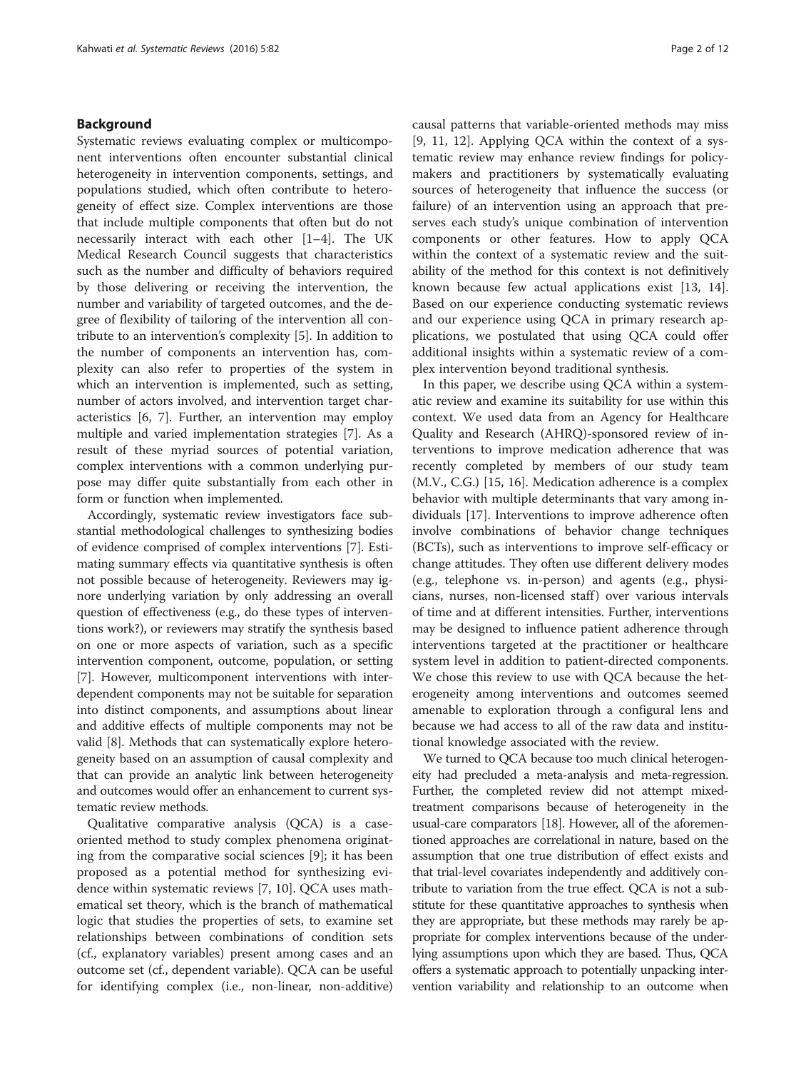## Background

Systematic reviews evaluating complex or multicomponent interventions often encounter substantial clinical heterogeneity in intervention components, settings, and populations studied, which often contribute to heterogeneity of effect size. Complex interventions are those that include multiple components that often but do not necessarily interact with each other [1–4]. The UK Medical Research Council suggests that characteristics such as the number and difficulty of behaviors required by those delivering or receiving the intervention, the number and variability of targeted outcomes, and the degree of flexibility of tailoring of the intervention all contribute to an intervention's complexity [5]. In addition to the number of components an intervention has, complexity can also refer to properties of the system in which an intervention is implemented, such as setting, number of actors involved, and intervention target characteristics [6, 7]. Further, an intervention may employ multiple and varied implementation strategies [7]. As a result of these myriad sources of potential variation, complex interventions with a common underlying purpose may differ quite substantially from each other in form or function when implemented.

Accordingly, systematic review investigators face substantial methodological challenges to synthesizing bodies of evidence comprised of complex interventions [7]. Estimating summary effects via quantitative synthesis is often not possible because of heterogeneity. Reviewers may ignore underlying variation by only addressing an overall question of effectiveness (e.g., do these types of interventions work?), or reviewers may stratify the synthesis based on one or more aspects of variation, such as a specific intervention component, outcome, population, or setting [7]. However, multicomponent interventions with interdependent components may not be suitable for separation into distinct components, and assumptions about linear and additive effects of multiple components may not be valid [8]. Methods that can systematically explore heterogeneity based on an assumption of causal complexity and that can provide an analytic link between heterogeneity and outcomes would offer an enhancement to current systematic review methods.

Qualitative comparative analysis (QCA) is a case-oriented method to study complex phenomena originating from the comparative social sciences [9]; it has been proposed as a potential method for synthesizing evidence within systematic reviews [7, 10]. QCA uses mathematical set theory, which is the branch of mathematical logic that studies the properties of sets, to examine set relationships between combinations of condition sets (cf., explanatory variables) present among cases and an outcome set (cf., dependent variable). QCA can be useful for identifying complex (i.e., non-linear, non-additive) causal patterns that variable-oriented methods may miss [9, 11, 12]. Applying QCA within the context of a systematic review may enhance review findings for policymakers and practitioners by systematically evaluating sources of heterogeneity that influence the success (or failure) of an intervention using an approach that preserves each study's unique combination of intervention components or other features. How to apply QCA within the context of a systematic review and the suitability of the method for this context is not definitively known because few actual applications exist [13, 14]. Based on our experience conducting systematic reviews and our experience using QCA in primary research applications, we postulated that using QCA could offer additional insights within a systematic review of a complex intervention beyond traditional synthesis.

In this paper, we describe using QCA within a systematic review and examine its suitability for use within this context. We used data from an Agency for Healthcare Quality and Research (AHRQ)-sponsored review of interventions to improve medication adherence that was recently completed by members of our study team (M.V., C.G.) [15, 16]. Medication adherence is a complex behavior with multiple determinants that vary among individuals [17]. Interventions to improve adherence often involve combinations of behavior change techniques (BCTs), such as interventions to improve self-efficacy or change attitudes. They often use different delivery modes (e.g., telephone vs. in-person) and agents (e.g., physicians, nurses, non-licensed staff) over various intervals of time and at different intensities. Further, interventions may be designed to influence patient adherence through interventions targeted at the practitioner or healthcare system level in addition to patient-directed components. We chose this review to use with QCA because the heterogeneity among interventions and outcomes seemed amenable to exploration through a configural lens and because we had access to all of the raw data and institutional knowledge associated with the review.

We turned to QCA because too much clinical heterogeneity had precluded a meta-analysis and meta-regression. Further, the completed review did not attempt mixed-treatment comparisons because of heterogeneity in the usual-care comparators [18]. However, all of the aforementioned approaches are correlational in nature, based on the assumption that one true distribution of effect exists and that trial-level covariates independently and additively contribute to variation from the true effect. QCA is not a substitute for these quantitative approaches to synthesis when they are appropriate, but these methods may rarely be appropriate for complex interventions because of the underlying assumptions upon which they are based. Thus, QCA offers a systematic approach to potentially unpacking intervention variability and relationship to an outcome when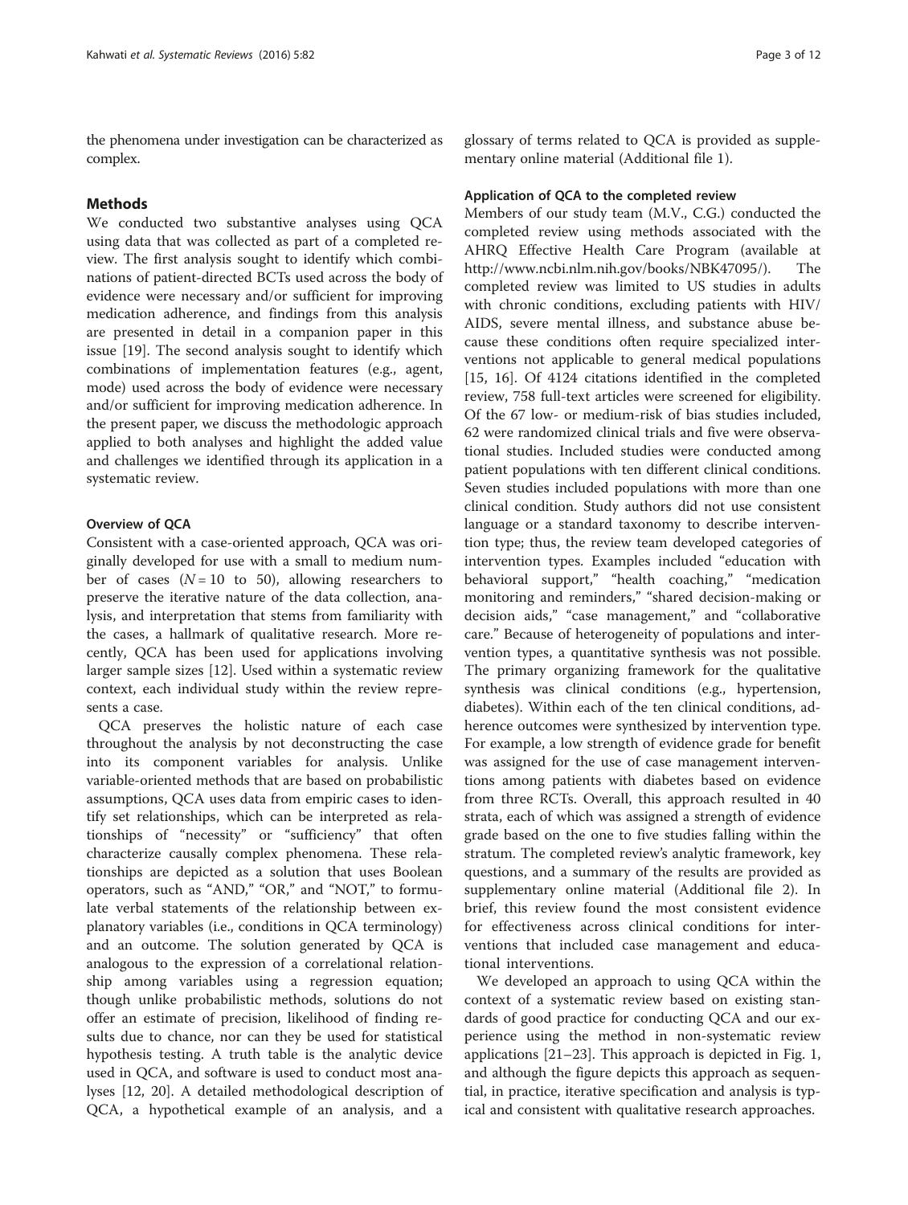the phenomena under investigation can be characterized as complex.

## Methods

We conducted two substantive analyses using QCA using data that was collected as part of a completed review. The first analysis sought to identify which combinations of patient-directed BCTs used across the body of evidence were necessary and/or sufficient for improving medication adherence, and findings from this analysis are presented in detail in a companion paper in this issue [19]. The second analysis sought to identify which combinations of implementation features (e.g., agent, mode) used across the body of evidence were necessary and/or sufficient for improving medication adherence. In the present paper, we discuss the methodologic approach applied to both analyses and highlight the added value and challenges we identified through its application in a systematic review.

### Overview of QCA

Consistent with a case-oriented approach, QCA was originally developed for use with a small to medium number of cases ($N = 10$ to 50), allowing researchers to preserve the iterative nature of the data collection, analysis, and interpretation that stems from familiarity with the cases, a hallmark of qualitative research. More recently, QCA has been used for applications involving larger sample sizes [12]. Used within a systematic review context, each individual study within the review represents a case.

QCA preserves the holistic nature of each case throughout the analysis by not deconstructing the case into its component variables for analysis. Unlike variable-oriented methods that are based on probabilistic assumptions, QCA uses data from empiric cases to identify set relationships, which can be interpreted as relationships of "necessity" or "sufficiency" that often characterize causally complex phenomena. These relationships are depicted as a solution that uses Boolean operators, such as "AND," "OR," and "NOT," to formulate verbal statements of the relationship between explanatory variables (i.e., conditions in QCA terminology) and an outcome. The solution generated by QCA is analogous to the expression of a correlational relationship among variables using a regression equation; though unlike probabilistic methods, solutions do not offer an estimate of precision, likelihood of finding results due to chance, nor can they be used for statistical hypothesis testing. A truth table is the analytic device used in QCA, and software is used to conduct most analyses [12, 20]. A detailed methodological description of QCA, a hypothetical example of an analysis, and a glossary of terms related to QCA is provided as supplementary online material (Additional file 1).

### Application of QCA to the completed review

Members of our study team (M.V., C.G.) conducted the completed review using methods associated with the AHRQ Effective Health Care Program (available at http://www.ncbi.nlm.nih.gov/books/NBK47095/). The completed review was limited to US studies in adults with chronic conditions, excluding patients with HIV/AIDS, severe mental illness, and substance abuse because these conditions often require specialized interventions not applicable to general medical populations [15, 16]. Of 4124 citations identified in the completed review, 758 full-text articles were screened for eligibility. Of the 67 low- or medium-risk of bias studies included, 62 were randomized clinical trials and five were observational studies. Included studies were conducted among patient populations with ten different clinical conditions. Seven studies included populations with more than one clinical condition. Study authors did not use consistent language or a standard taxonomy to describe intervention type; thus, the review team developed categories of intervention types. Examples included "education with behavioral support," "health coaching," "medication monitoring and reminders," "shared decision-making or decision aids," "case management," and "collaborative care." Because of heterogeneity of populations and intervention types, a quantitative synthesis was not possible. The primary organizing framework for the qualitative synthesis was clinical conditions (e.g., hypertension, diabetes). Within each of the ten clinical conditions, adherence outcomes were synthesized by intervention type. For example, a low strength of evidence grade for benefit was assigned for the use of case management interventions among patients with diabetes based on evidence from three RCTs. Overall, this approach resulted in 40 strata, each of which was assigned a strength of evidence grade based on the one to five studies falling within the stratum. The completed review's analytic framework, key questions, and a summary of the results are provided as supplementary online material (Additional file 2). In brief, this review found the most consistent evidence for effectiveness across clinical conditions for interventions that included case management and educational interventions.

We developed an approach to using QCA within the context of a systematic review based on existing standards of good practice for conducting QCA and our experience using the method in non-systematic review applications [21–23]. This approach is depicted in Fig. 1, and although the figure depicts this approach as sequential, in practice, iterative specification and analysis is typical and consistent with qualitative research approaches.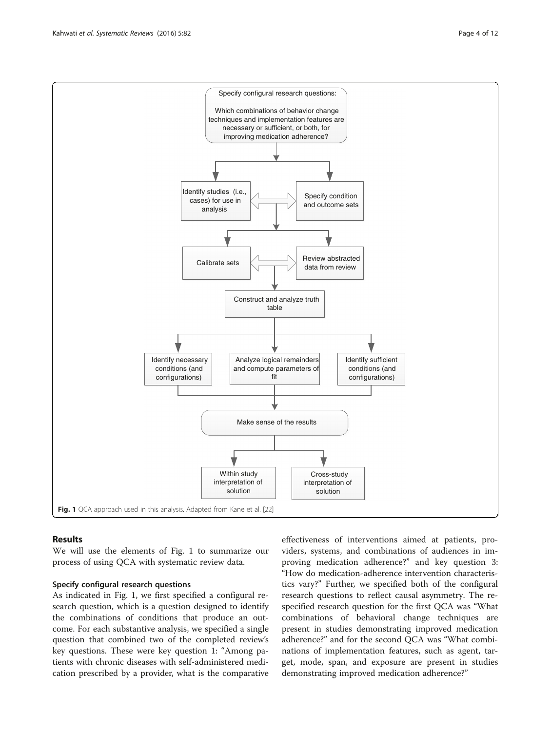Specify configural research questions:

Which combinations of behavior change techniques and implementation features are necessary or sufficient, or both, for improving medication adherence?

- Identify studies (i.e., cases) for use in analysis
- Specify condition and outcome sets
- Calibrate sets
- Review abstracted data from review
- Construct and analyze truth table
- Identify necessary conditions (and configurations)
- Analyze logical remainders and compute parameters of fit
- Identify sufficient conditions (and configurations)
- Make sense of the results
- Within study interpretation of solution
- Cross-study interpretation of solution

**Fig. 1** QCA approach used in this analysis. Adapted from Kane et al. [22]

## Results

We will use the elements of Fig. 1 to summarize our process of using QCA with systematic review data.

### Specify configural research questions

As indicated in Fig. 1, we first specified a configural research question, which is a question designed to identify the combinations of conditions that produce an outcome. For each substantive analysis, we specified a single question that combined two of the completed review's key questions. These were key question 1: "Among patients with chronic diseases with self-administered medication prescribed by a provider, what is the comparative effectiveness of interventions aimed at patients, providers, systems, and combinations of audiences in improving medication adherence?" and key question 3: "How do medication-adherence intervention characteristics vary?" Further, we specified both of the configural research questions to reflect causal asymmetry. The respecified research question for the first QCA was "What combinations of behavioral change techniques are present in studies demonstrating improved medication adherence?" and for the second QCA was "What combinations of implementation features, such as agent, target, mode, span, and exposure are present in studies demonstrating improved medication adherence?"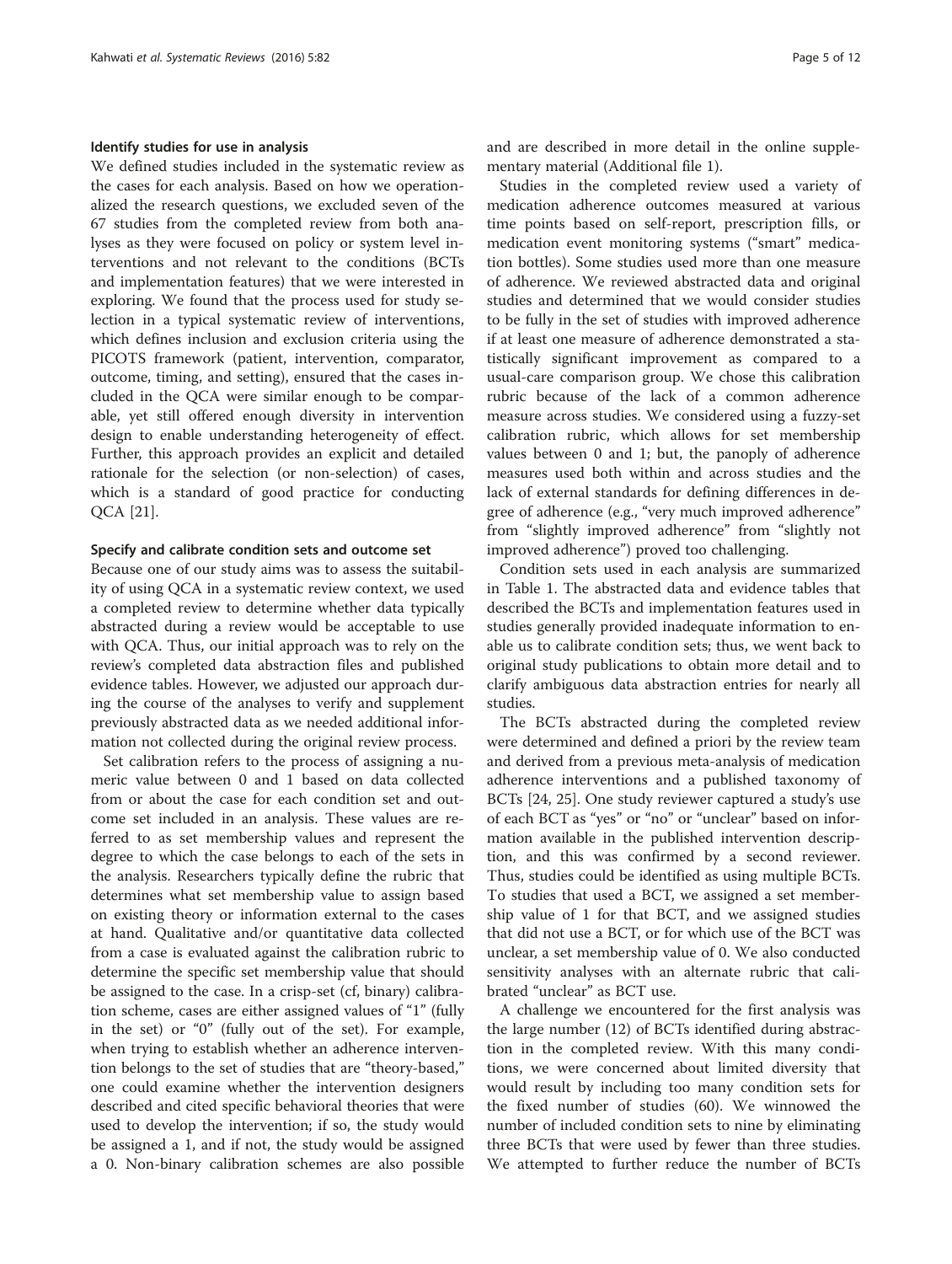#### Identify studies for use in analysis

We defined studies included in the systematic review as the cases for each analysis. Based on how we operationalized the research questions, we excluded seven of the 67 studies from the completed review from both analyses as they were focused on policy or system level interventions and not relevant to the conditions (BCTs and implementation features) that we were interested in exploring. We found that the process used for study selection in a typical systematic review of interventions, which defines inclusion and exclusion criteria using the PICOTS framework (patient, intervention, comparator, outcome, timing, and setting), ensured that the cases included in the QCA were similar enough to be comparable, yet still offered enough diversity in intervention design to enable understanding heterogeneity of effect. Further, this approach provides an explicit and detailed rationale for the selection (or non-selection) of cases, which is a standard of good practice for conducting QCA [21].

#### Specify and calibrate condition sets and outcome set

Because one of our study aims was to assess the suitability of using QCA in a systematic review context, we used a completed review to determine whether data typically abstracted during a review would be acceptable to use with QCA. Thus, our initial approach was to rely on the review's completed data abstraction files and published evidence tables. However, we adjusted our approach during the course of the analyses to verify and supplement previously abstracted data as we needed additional information not collected during the original review process.

Set calibration refers to the process of assigning a numeric value between 0 and 1 based on data collected from or about the case for each condition set and outcome set included in an analysis. These values are referred to as set membership values and represent the degree to which the case belongs to each of the sets in the analysis. Researchers typically define the rubric that determines what set membership value to assign based on existing theory or information external to the cases at hand. Qualitative and/or quantitative data collected from a case is evaluated against the calibration rubric to determine the specific set membership value that should be assigned to the case. In a crisp-set (cf, binary) calibration scheme, cases are either assigned values of "1" (fully in the set) or "0" (fully out of the set). For example, when trying to establish whether an adherence intervention belongs to the set of studies that are "theory-based," one could examine whether the intervention designers described and cited specific behavioral theories that were used to develop the intervention; if so, the study would be assigned a 1, and if not, the study would be assigned a 0. Non-binary calibration schemes are also possible and are described in more detail in the online supplementary material (Additional file 1).

Studies in the completed review used a variety of medication adherence outcomes measured at various time points based on self-report, prescription fills, or medication event monitoring systems ("smart" medication bottles). Some studies used more than one measure of adherence. We reviewed abstracted data and original studies and determined that we would consider studies to be fully in the set of studies with improved adherence if at least one measure of adherence demonstrated a statistically significant improvement as compared to a usual-care comparison group. We chose this calibration rubric because of the lack of a common adherence measure across studies. We considered using a fuzzy-set calibration rubric, which allows for set membership values between 0 and 1; but, the panoply of adherence measures used both within and across studies and the lack of external standards for defining differences in degree of adherence (e.g., "very much improved adherence" from "slightly improved adherence" from "slightly not improved adherence") proved too challenging.

Condition sets used in each analysis are summarized in Table 1. The abstracted data and evidence tables that described the BCTs and implementation features used in studies generally provided inadequate information to enable us to calibrate condition sets; thus, we went back to original study publications to obtain more detail and to clarify ambiguous data abstraction entries for nearly all studies.

The BCTs abstracted during the completed review were determined and defined a priori by the review team and derived from a previous meta-analysis of medication adherence interventions and a published taxonomy of BCTs [24, 25]. One study reviewer captured a study's use of each BCT as "yes" or "no" or "unclear" based on information available in the published intervention description, and this was confirmed by a second reviewer. Thus, studies could be identified as using multiple BCTs. To studies that used a BCT, we assigned a set membership value of 1 for that BCT, and we assigned studies that did not use a BCT, or for which use of the BCT was unclear, a set membership value of 0. We also conducted sensitivity analyses with an alternate rubric that calibrated "unclear" as BCT use.

A challenge we encountered for the first analysis was the large number (12) of BCTs identified during abstraction in the completed review. With this many conditions, we were concerned about limited diversity that would result by including too many condition sets for the fixed number of studies (60). We winnowed the number of included condition sets to nine by eliminating three BCTs that were used by fewer than three studies. We attempted to further reduce the number of BCTs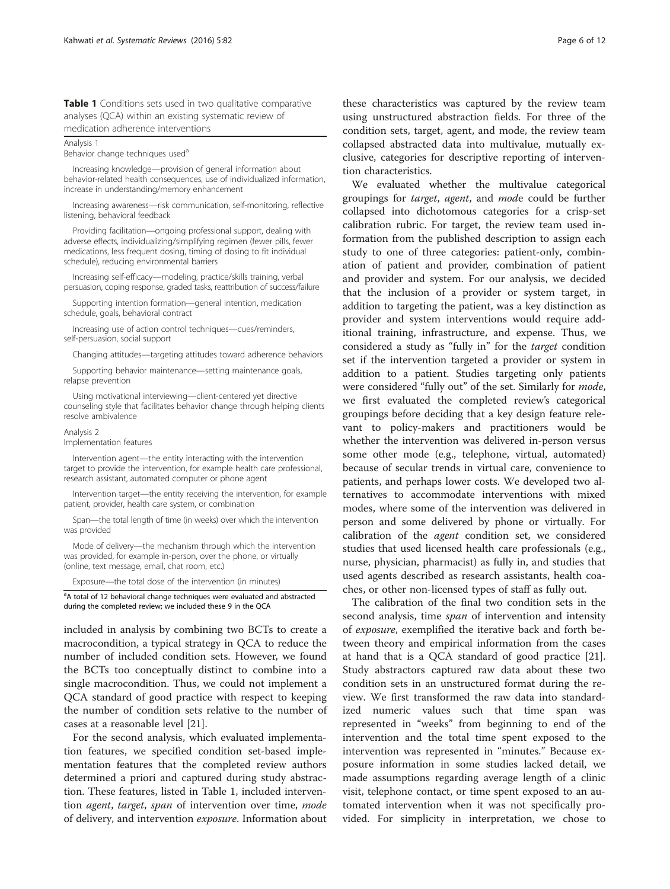**Table 1** Conditions sets used in two qualitative comparative analyses (QCA) within an existing systematic review of medication adherence interventions

Analysis 1
Behavior change techniques used[a]

Increasing knowledge—provision of general information about behavior-related health consequences, use of individualized information, increase in understanding/memory enhancement

Increasing awareness—risk communication, self-monitoring, reflective listening, behavioral feedback

Providing facilitation—ongoing professional support, dealing with adverse effects, individualizing/simplifying regimen (fewer pills, fewer medications, less frequent dosing, timing of dosing to fit individual schedule), reducing environmental barriers

Increasing self-efficacy—modeling, practice/skills training, verbal persuasion, coping response, graded tasks, reattribution of success/failure

Supporting intention formation—general intention, medication schedule, goals, behavioral contract

Increasing use of action control techniques—cues/reminders, self-persuasion, social support

Changing attitudes—targeting attitudes toward adherence behaviors

Supporting behavior maintenance—setting maintenance goals, relapse prevention

Using motivational interviewing—client-centered yet directive counseling style that facilitates behavior change through helping clients resolve ambivalence

Analysis 2
Implementation features

Intervention agent—the entity interacting with the intervention target to provide the intervention, for example health care professional, research assistant, automated computer or phone agent

Intervention target—the entity receiving the intervention, for example patient, provider, health care system, or combination

Span—the total length of time (in weeks) over which the intervention was provided

Mode of delivery—the mechanism through which the intervention was provided, for example in-person, over the phone, or virtually (online, text message, email, chat room, etc.)

Exposure—the total dose of the intervention (in minutes)

[a]A total of 12 behavioral change techniques were evaluated and abstracted during the completed review; we included these 9 in the QCA

included in analysis by combining two BCTs to create a macrocondition, a typical strategy in QCA to reduce the number of included condition sets. However, we found the BCTs too conceptually distinct to combine into a single macrocondition. Thus, we could not implement a QCA standard of good practice with respect to keeping the number of condition sets relative to the number of cases at a reasonable level [21].

For the second analysis, which evaluated implementation features, we specified condition set-based implementation features that the completed review authors determined a priori and captured during study abstraction. These features, listed in Table 1, included intervention *agent*, *target*, *span* of intervention over time, *mode* of delivery, and intervention *exposure*. Information about these characteristics was captured by the review team using unstructured abstraction fields. For three of the condition sets, target, agent, and mode, the review team collapsed abstracted data into multivalue, mutually exclusive, categories for descriptive reporting of intervention characteristics.

We evaluated whether the multivalue categorical groupings for *target*, *agent*, and *mode* could be further collapsed into dichotomous categories for a crisp-set calibration rubric. For target, the review team used information from the published description to assign each study to one of three categories: patient-only, combination of patient and provider, combination of patient and provider and system. For our analysis, we decided that the inclusion of a provider or system target, in addition to targeting the patient, was a key distinction as provider and system interventions would require additional training, infrastructure, and expense. Thus, we considered a study as "fully in" for the *target* condition set if the intervention targeted a provider or system in addition to a patient. Studies targeting only patients were considered "fully out" of the set. Similarly for *mode*, we first evaluated the completed review's categorical groupings before deciding that a key design feature relevant to policy-makers and practitioners would be whether the intervention was delivered in-person versus some other mode (e.g., telephone, virtual, automated) because of secular trends in virtual care, convenience to patients, and perhaps lower costs. We developed two alternatives to accommodate interventions with mixed modes, where some of the intervention was delivered in person and some delivered by phone or virtually. For calibration of the *agent* condition set, we considered studies that used licensed health care professionals (e.g., nurse, physician, pharmacist) as fully in, and studies that used agents described as research assistants, health coaches, or other non-licensed types of staff as fully out.

The calibration of the final two condition sets in the second analysis, time *span* of intervention and intensity of *exposure*, exemplified the iterative back and forth between theory and empirical information from the cases at hand that is a QCA standard of good practice [21]. Study abstractors captured raw data about these two condition sets in an unstructured format during the review. We first transformed the raw data into standardized numeric values such that time span was represented in "weeks" from beginning to end of the intervention and the total time spent exposed to the intervention was represented in "minutes." Because exposure information in some studies lacked detail, we made assumptions regarding average length of a clinic visit, telephone contact, or time spent exposed to an automated intervention when it was not specifically provided. For simplicity in interpretation, we chose to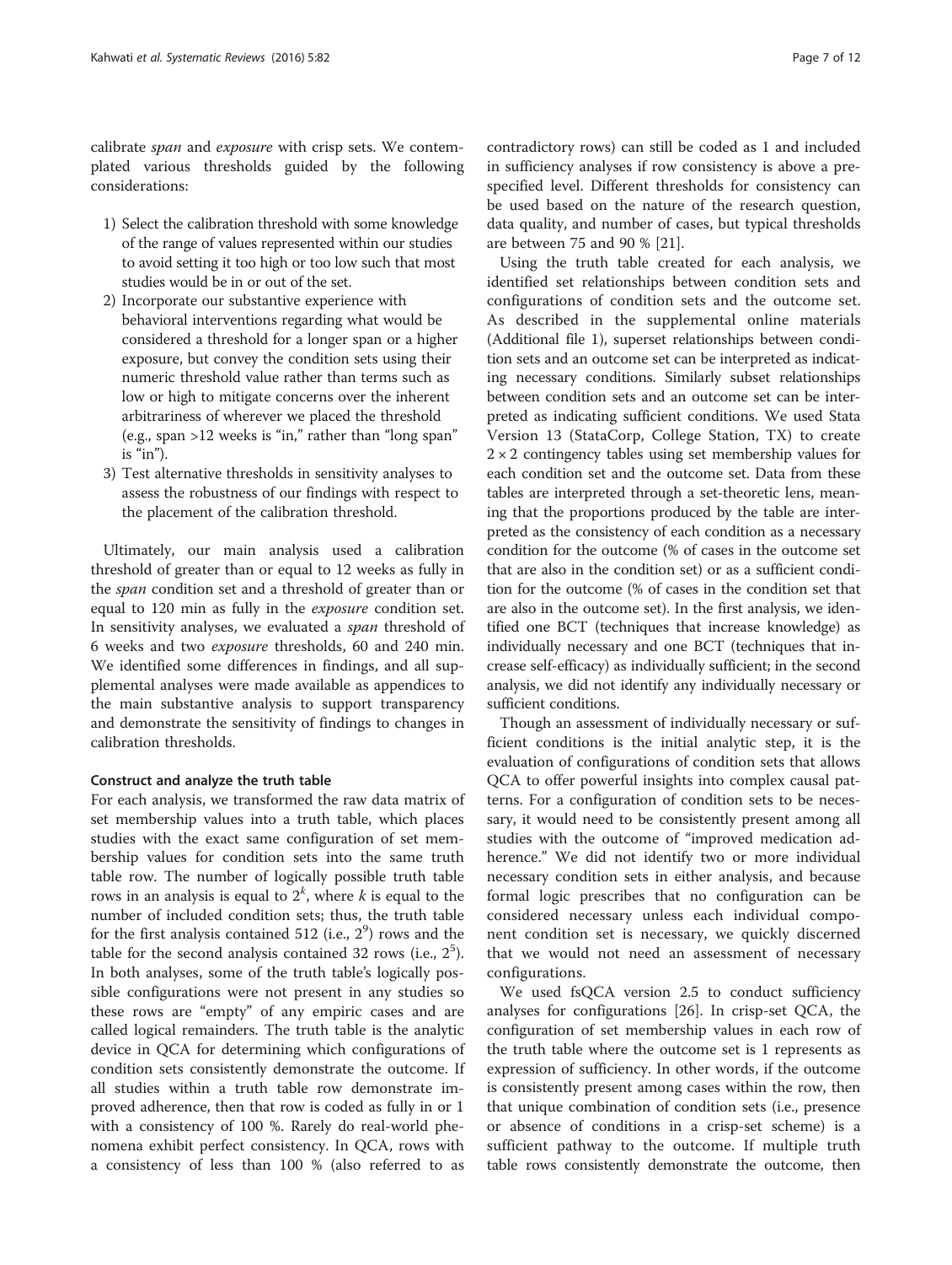calibrate *span* and *exposure* with crisp sets. We contemplated various thresholds guided by the following considerations:

1) Select the calibration threshold with some knowledge of the range of values represented within our studies to avoid setting it too high or too low such that most studies would be in or out of the set.
2) Incorporate our substantive experience with behavioral interventions regarding what would be considered a threshold for a longer span or a higher exposure, but convey the condition sets using their numeric threshold value rather than terms such as low or high to mitigate concerns over the inherent arbitrariness of wherever we placed the threshold (e.g., span >12 weeks is "in," rather than "long span" is "in").
3) Test alternative thresholds in sensitivity analyses to assess the robustness of our findings with respect to the placement of the calibration threshold.

Ultimately, our main analysis used a calibration threshold of greater than or equal to 12 weeks as fully in the *span* condition set and a threshold of greater than or equal to 120 min as fully in the *exposure* condition set. In sensitivity analyses, we evaluated a *span* threshold of 6 weeks and two *exposure* thresholds, 60 and 240 min. We identified some differences in findings, and all supplemental analyses were made available as appendices to the main substantive analysis to support transparency and demonstrate the sensitivity of findings to changes in calibration thresholds.

#### Construct and analyze the truth table

For each analysis, we transformed the raw data matrix of set membership values into a truth table, which places studies with the exact same configuration of set membership values for condition sets into the same truth table row. The number of logically possible truth table rows in an analysis is equal to $2^k$, where $k$ is equal to the number of included condition sets; thus, the truth table for the first analysis contained 512 (i.e., $2^9$) rows and the table for the second analysis contained 32 rows (i.e., $2^5$). In both analyses, some of the truth table's logically possible configurations were not present in any studies so these rows are "empty" of any empiric cases and are called logical remainders. The truth table is the analytic device in QCA for determining which configurations of condition sets consistently demonstrate the outcome. If all studies within a truth table row demonstrate improved adherence, then that row is coded as fully in or 1 with a consistency of 100 %. Rarely do real-world phenomena exhibit perfect consistency. In QCA, rows with a consistency of less than 100 % (also referred to as contradictory rows) can still be coded as 1 and included in sufficiency analyses if row consistency is above a prespecified level. Different thresholds for consistency can be used based on the nature of the research question, data quality, and number of cases, but typical thresholds are between 75 and 90 % [21].

Using the truth table created for each analysis, we identified set relationships between condition sets and configurations of condition sets and the outcome set. As described in the supplemental online materials (Additional file 1), superset relationships between condition sets and an outcome set can be interpreted as indicating necessary conditions. Similarly subset relationships between condition sets and an outcome set can be interpreted as indicating sufficient conditions. We used Stata Version 13 (StataCorp, College Station, TX) to create $2 \times 2$ contingency tables using set membership values for each condition set and the outcome set. Data from these tables are interpreted through a set-theoretic lens, meaning that the proportions produced by the table are interpreted as the consistency of each condition as a necessary condition for the outcome (% of cases in the outcome set that are also in the condition set) or as a sufficient condition for the outcome (% of cases in the condition set that are also in the outcome set). In the first analysis, we identified one BCT (techniques that increase knowledge) as individually necessary and one BCT (techniques that increase self-efficacy) as individually sufficient; in the second analysis, we did not identify any individually necessary or sufficient conditions.

Though an assessment of individually necessary or sufficient conditions is the initial analytic step, it is the evaluation of configurations of condition sets that allows QCA to offer powerful insights into complex causal patterns. For a configuration of condition sets to be necessary, it would need to be consistently present among all studies with the outcome of "improved medication adherence." We did not identify two or more individual necessary condition sets in either analysis, and because formal logic prescribes that no configuration can be considered necessary unless each individual component condition set is necessary, we quickly discerned that we would not need an assessment of necessary configurations.

We used fsQCA version 2.5 to conduct sufficiency analyses for configurations [26]. In crisp-set QCA, the configuration of set membership values in each row of the truth table where the outcome set is 1 represents as expression of sufficiency. In other words, if the outcome is consistently present among cases within the row, then that unique combination of condition sets (i.e., presence or absence of conditions in a crisp-set scheme) is a sufficient pathway to the outcome. If multiple truth table rows consistently demonstrate the outcome, then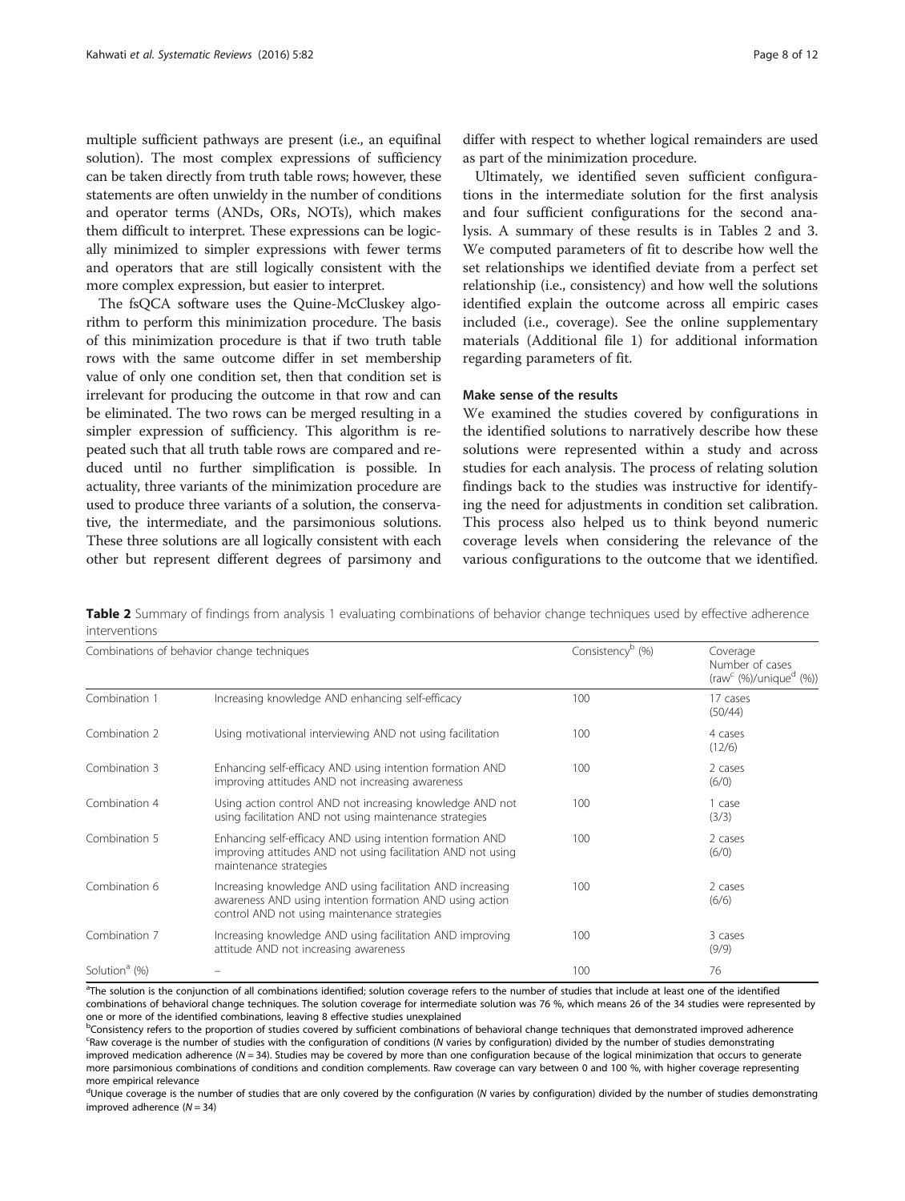multiple sufficient pathways are present (i.e., an equifinal solution). The most complex expressions of sufficiency can be taken directly from truth table rows; however, these statements are often unwieldy in the number of conditions and operator terms (ANDs, ORs, NOTs), which makes them difficult to interpret. These expressions can be logically minimized to simpler expressions with fewer terms and operators that are still logically consistent with the more complex expression, but easier to interpret.

The fsQCA software uses the Quine-McCluskey algorithm to perform this minimization procedure. The basis of this minimization procedure is that if two truth table rows with the same outcome differ in set membership value of only one condition set, then that condition set is irrelevant for producing the outcome in that row and can be eliminated. The two rows can be merged resulting in a simpler expression of sufficiency. This algorithm is repeated such that all truth table rows are compared and reduced until no further simplification is possible. In actuality, three variants of the minimization procedure are used to produce three variants of a solution, the conservative, the intermediate, and the parsimonious solutions. These three solutions are all logically consistent with each other but represent different degrees of parsimony and differ with respect to whether logical remainders are used as part of the minimization procedure.

Ultimately, we identified seven sufficient configurations in the intermediate solution for the first analysis and four sufficient configurations for the second analysis. A summary of these results is in Tables 2 and 3. We computed parameters of fit to describe how well the set relationships we identified deviate from a perfect set relationship (i.e., consistency) and how well the solutions identified explain the outcome across all empiric cases included (i.e., coverage). See the online supplementary materials (Additional file 1) for additional information regarding parameters of fit.

### Make sense of the results

We examined the studies covered by configurations in the identified solutions to narratively describe how these solutions were represented within a study and across studies for each analysis. The process of relating solution findings back to the studies was instructive for identifying the need for adjustments in condition set calibration. This process also helped us to think beyond numeric coverage levels when considering the relevance of the various configurations to the outcome that we identified.

**Table 2** Summary of findings from analysis 1 evaluating combinations of behavior change techniques used by effective adherence interventions

| Combinations of behavior change techniques | | Consistency[b] (%) | Coverage Number of cases (raw[c] (%)/unique[d] (%)) |
|---|---|---|---|
| Combination 1 | Increasing knowledge AND enhancing self-efficacy | 100 | 17 cases (50/44) |
| Combination 2 | Using motivational interviewing AND not using facilitation | 100 | 4 cases (12/6) |
| Combination 3 | Enhancing self-efficacy AND using intention formation AND improving attitudes AND not increasing awareness | 100 | 2 cases (6/0) |
| Combination 4 | Using action control AND not increasing knowledge AND not using facilitation AND not using maintenance strategies | 100 | 1 case (3/3) |
| Combination 5 | Enhancing self-efficacy AND using intention formation AND improving attitudes AND not using facilitation AND not using maintenance strategies | 100 | 2 cases (6/0) |
| Combination 6 | Increasing knowledge AND using facilitation AND increasing awareness AND using intention formation AND using action control AND not using maintenance strategies | 100 | 2 cases (6/6) |
| Combination 7 | Increasing knowledge AND using facilitation AND improving attitude AND not increasing awareness | 100 | 3 cases (9/9) |
| Solution[a] (%) | – | 100 | 76 |

[a]The solution is the conjunction of all combinations identified; solution coverage refers to the number of studies that include at least one of the identified combinations of behavioral change techniques. The solution coverage for intermediate solution was 76 %, which means 26 of the 34 studies were represented by one or more of the identified combinations, leaving 8 effective studies unexplained

[b]Consistency refers to the proportion of studies covered by sufficient combinations of behavioral change techniques that demonstrated improved adherence

[c]Raw coverage is the number of studies with the configuration of conditions (*N* varies by configuration) divided by the number of studies demonstrating improved medication adherence ($N = 34$). Studies may be covered by more than one configuration because of the logical minimization that occurs to generate more parsimonious combinations of conditions and condition complements. Raw coverage can vary between 0 and 100 %, with higher coverage representing more empirical relevance

[d]Unique coverage is the number of studies that are only covered by the configuration (*N* varies by configuration) divided by the number of studies demonstrating improved adherence ($N = 34$)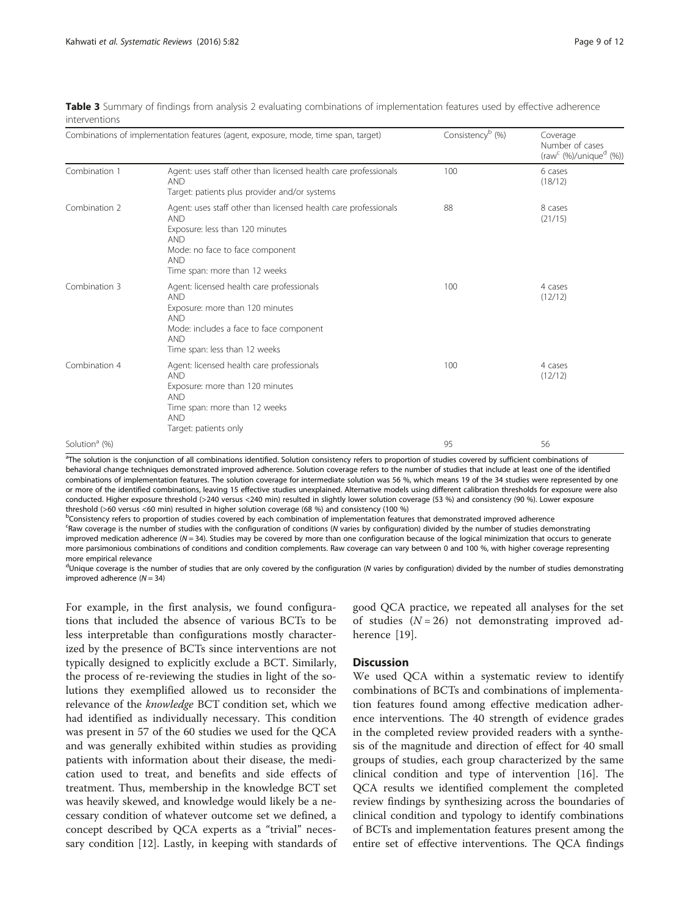**Table 3** Summary of findings from analysis 2 evaluating combinations of implementation features used by effective adherence interventions

| Combinations of implementation features (agent, exposure, mode, time span, target) | | Consistency[b] (%) | Coverage Number of cases (raw[c] (%)/unique[d] (%)) |
|---|---|---|---|
| Combination 1 | Agent: uses staff other than licensed health care professionals AND Target: patients plus provider and/or systems | 100 | 6 cases (18/12) |
| Combination 2 | Agent: uses staff other than licensed health care professionals AND Exposure: less than 120 minutes AND Mode: no face to face component AND Time span: more than 12 weeks | 88 | 8 cases (21/15) |
| Combination 3 | Agent: licensed health care professionals AND Exposure: more than 120 minutes AND Mode: includes a face to face component AND Time span: less than 12 weeks | 100 | 4 cases (12/12) |
| Combination 4 | Agent: licensed health care professionals AND Exposure: more than 120 minutes AND Time span: more than 12 weeks AND Target: patients only | 100 | 4 cases (12/12) |
| Solution[a] (%) | | 95 | 56 |

[a]The solution is the conjunction of all combinations identified. Solution consistency refers to proportion of studies covered by sufficient combinations of behavioral change techniques demonstrated improved adherence. Solution coverage refers to the number of studies that include at least one of the identified combinations of implementation features. The solution coverage for intermediate solution was 56 %, which means 19 of the 34 studies were represented by one or more of the identified combinations, leaving 15 effective studies unexplained. Alternative models using different calibration thresholds for exposure were also conducted. Higher exposure threshold (>240 versus <240 min) resulted in slightly lower solution coverage (53 %) and consistency (90 %). Lower exposure threshold (>60 versus <60 min) resulted in higher solution coverage (68 %) and consistency (100 %)

[b]Consistency refers to proportion of studies covered by each combination of implementation features that demonstrated improved adherence

[c]Raw coverage is the number of studies with the configuration of conditions (*N* varies by configuration) divided by the number of studies demonstrating improved medication adherence ($N = 34$). Studies may be covered by more than one configuration because of the logical minimization that occurs to generate more parsimonious combinations of conditions and condition complements. Raw coverage can vary between 0 and 100 %, with higher coverage representing more empirical relevance

[d]Unique coverage is the number of studies that are only covered by the configuration (*N* varies by configuration) divided by the number of studies demonstrating improved adherence ($N = 34$)

For example, in the first analysis, we found configurations that included the absence of various BCTs to be less interpretable than configurations mostly characterized by the presence of BCTs since interventions are not typically designed to explicitly exclude a BCT. Similarly, the process of re-reviewing the studies in light of the solutions they exemplified allowed us to reconsider the relevance of the *knowledge* BCT condition set, which we had identified as individually necessary. This condition was present in 57 of the 60 studies we used for the QCA and was generally exhibited within studies as providing patients with information about their disease, the medication used to treat, and benefits and side effects of treatment. Thus, membership in the knowledge BCT set was heavily skewed, and knowledge would likely be a necessary condition of whatever outcome set we defined, a concept described by QCA experts as a "trivial" necessary condition [12]. Lastly, in keeping with standards of good QCA practice, we repeated all analyses for the set of studies ($N = 26$) not demonstrating improved adherence [19].

## Discussion

We used QCA within a systematic review to identify combinations of BCTs and combinations of implementation features found among effective medication adherence interventions. The 40 strength of evidence grades in the completed review provided readers with a synthesis of the magnitude and direction of effect for 40 small groups of studies, each group characterized by the same clinical condition and type of intervention [16]. The QCA results we identified complement the completed review findings by synthesizing across the boundaries of clinical condition and typology to identify combinations of BCTs and implementation features present among the entire set of effective interventions. The QCA findings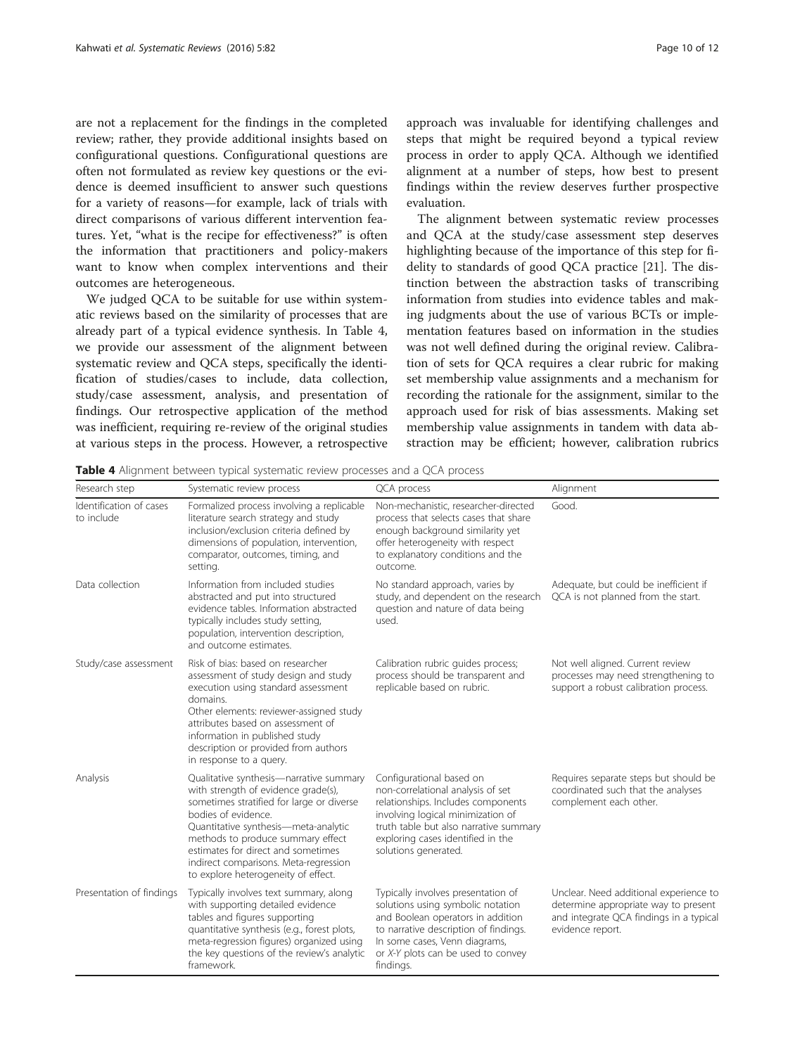are not a replacement for the findings in the completed review; rather, they provide additional insights based on configurational questions. Configurational questions are often not formulated as review key questions or the evidence is deemed insufficient to answer such questions for a variety of reasons—for example, lack of trials with direct comparisons of various different intervention features. Yet, "what is the recipe for effectiveness?" is often the information that practitioners and policy-makers want to know when complex interventions and their outcomes are heterogeneous.

We judged QCA to be suitable for use within systematic reviews based on the similarity of processes that are already part of a typical evidence synthesis. In Table 4, we provide our assessment of the alignment between systematic review and QCA steps, specifically the identification of studies/cases to include, data collection, study/case assessment, analysis, and presentation of findings. Our retrospective application of the method was inefficient, requiring re-review of the original studies at various steps in the process. However, a retrospective approach was invaluable for identifying challenges and steps that might be required beyond a typical review process in order to apply QCA. Although we identified alignment at a number of steps, how best to present findings within the review deserves further prospective evaluation.

The alignment between systematic review processes and QCA at the study/case assessment step deserves highlighting because of the importance of this step for fidelity to standards of good QCA practice [21]. The distinction between the abstraction tasks of transcribing information from studies into evidence tables and making judgments about the use of various BCTs or implementation features based on information in the studies was not well defined during the original review. Calibration of sets for QCA requires a clear rubric for making set membership value assignments and a mechanism for recording the rationale for the assignment, similar to the approach used for risk of bias assessments. Making set membership value assignments in tandem with data abstraction may be efficient; however, calibration rubrics

**Table 4** Alignment between typical systematic review processes and a QCA process

| Research step | Systematic review process | QCA process | Alignment |
|---|---|---|---|
| Identification of cases to include | Formalized process involving a replicable literature search strategy and study inclusion/exclusion criteria defined by dimensions of population, intervention, comparator, outcomes, timing, and setting. | Non-mechanistic, researcher-directed process that selects cases that share enough background similarity yet offer heterogeneity with respect to explanatory conditions and the outcome. | Good. |
| Data collection | Information from included studies abstracted and put into structured evidence tables. Information abstracted typically includes study setting, population, intervention description, and outcome estimates. | No standard approach, varies by study, and dependent on the research question and nature of data being used. | Adequate, but could be inefficient if QCA is not planned from the start. |
| Study/case assessment | Risk of bias: based on researcher assessment of study design and study execution using standard assessment domains.<br>Other elements: reviewer-assigned study attributes based on assessment of information in published study description or provided from authors in response to a query. | Calibration rubric guides process; process should be transparent and replicable based on rubric. | Not well aligned. Current review processes may need strengthening to support a robust calibration process. |
| Analysis | Qualitative synthesis—narrative summary with strength of evidence grade(s), sometimes stratified for large or diverse bodies of evidence.<br>Quantitative synthesis—meta-analytic methods to produce summary effect estimates for direct and sometimes indirect comparisons. Meta-regression to explore heterogeneity of effect. | Configurational based on non-correlational analysis of set relationships. Includes components involving logical minimization of truth table but also narrative summary exploring cases identified in the solutions generated. | Requires separate steps but should be coordinated such that the analyses complement each other. |
| Presentation of findings | Typically involves text summary, along with supporting detailed evidence tables and figures supporting quantitative synthesis (e.g., forest plots, meta-regression figures) organized using the key questions of the review's analytic framework. | Typically involves presentation of solutions using symbolic notation and Boolean operators in addition to narrative description of findings. In some cases, Venn diagrams, or X-Y plots can be used to convey findings. | Unclear. Need additional experience to determine appropriate way to present and integrate QCA findings in a typical evidence report. |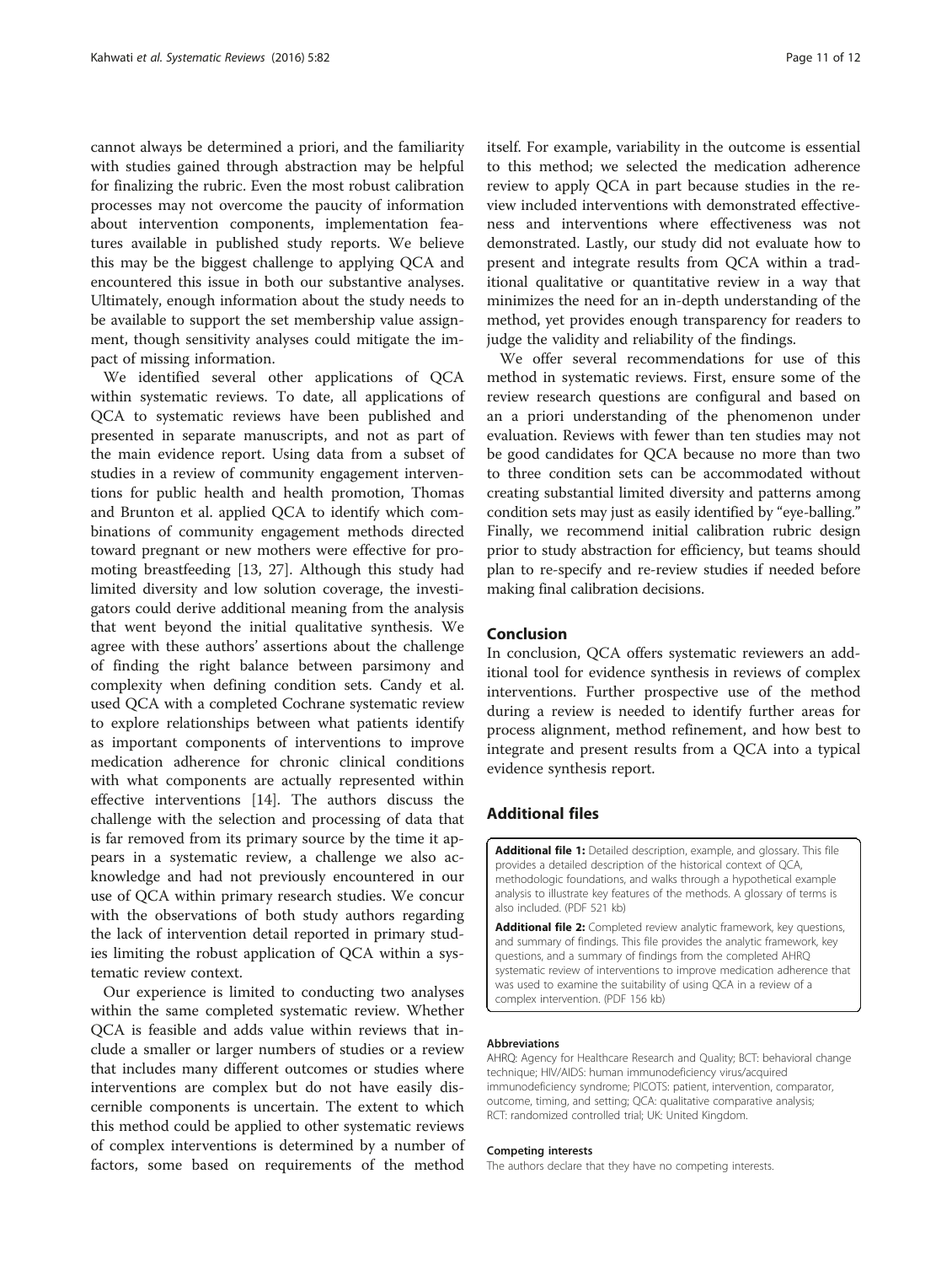cannot always be determined a priori, and the familiarity with studies gained through abstraction may be helpful for finalizing the rubric. Even the most robust calibration processes may not overcome the paucity of information about intervention components, implementation features available in published study reports. We believe this may be the biggest challenge to applying QCA and encountered this issue in both our substantive analyses. Ultimately, enough information about the study needs to be available to support the set membership value assignment, though sensitivity analyses could mitigate the impact of missing information.

We identified several other applications of QCA within systematic reviews. To date, all applications of QCA to systematic reviews have been published and presented in separate manuscripts, and not as part of the main evidence report. Using data from a subset of studies in a review of community engagement interventions for public health and health promotion, Thomas and Brunton et al. applied QCA to identify which combinations of community engagement methods directed toward pregnant or new mothers were effective for promoting breastfeeding [13, 27]. Although this study had limited diversity and low solution coverage, the investigators could derive additional meaning from the analysis that went beyond the initial qualitative synthesis. We agree with these authors' assertions about the challenge of finding the right balance between parsimony and complexity when defining condition sets. Candy et al. used QCA with a completed Cochrane systematic review to explore relationships between what patients identify as important components of interventions to improve medication adherence for chronic clinical conditions with what components are actually represented within effective interventions [14]. The authors discuss the challenge with the selection and processing of data that is far removed from its primary source by the time it appears in a systematic review, a challenge we also acknowledge and had not previously encountered in our use of QCA within primary research studies. We concur with the observations of both study authors regarding the lack of intervention detail reported in primary studies limiting the robust application of QCA within a systematic review context.

Our experience is limited to conducting two analyses within the same completed systematic review. Whether QCA is feasible and adds value within reviews that include a smaller or larger numbers of studies or a review that includes many different outcomes or studies where interventions are complex but do not have easily discernible components is uncertain. The extent to which this method could be applied to other systematic reviews of complex interventions is determined by a number of factors, some based on requirements of the method itself. For example, variability in the outcome is essential to this method; we selected the medication adherence review to apply QCA in part because studies in the review included interventions with demonstrated effectiveness and interventions where effectiveness was not demonstrated. Lastly, our study did not evaluate how to present and integrate results from QCA within a traditional qualitative or quantitative review in a way that minimizes the need for an in-depth understanding of the method, yet provides enough transparency for readers to judge the validity and reliability of the findings.

We offer several recommendations for use of this method in systematic reviews. First, ensure some of the review research questions are configural and based on an a priori understanding of the phenomenon under evaluation. Reviews with fewer than ten studies may not be good candidates for QCA because no more than two to three condition sets can be accommodated without creating substantial limited diversity and patterns among condition sets may just as easily identified by "eye-balling." Finally, we recommend initial calibration rubric design prior to study abstraction for efficiency, but teams should plan to re-specify and re-review studies if needed before making final calibration decisions.

## Conclusion

In conclusion, QCA offers systematic reviewers an additional tool for evidence synthesis in reviews of complex interventions. Further prospective use of the method during a review is needed to identify further areas for process alignment, method refinement, and how best to integrate and present results from a QCA into a typical evidence synthesis report.

## Additional files

**Additional file 1:** Detailed description, example, and glossary. This file provides a detailed description of the historical context of QCA, methodologic foundations, and walks through a hypothetical example analysis to illustrate key features of the methods. A glossary of terms is also included. (PDF 521 kb)

**Additional file 2:** Completed review analytic framework, key questions, and summary of findings. This file provides the analytic framework, key questions, and a summary of findings from the completed AHRQ systematic review of interventions to improve medication adherence that was used to examine the suitability of using QCA in a review of a complex intervention. (PDF 156 kb)

#### Abbreviations

AHRQ: Agency for Healthcare Research and Quality; BCT: behavioral change technique; HIV/AIDS: human immunodeficiency virus/acquired immunodeficiency syndrome; PICOTS: patient, intervention, comparator, outcome, timing, and setting; QCA: qualitative comparative analysis; RCT: randomized controlled trial; UK: United Kingdom.

#### Competing interests

The authors declare that they have no competing interests.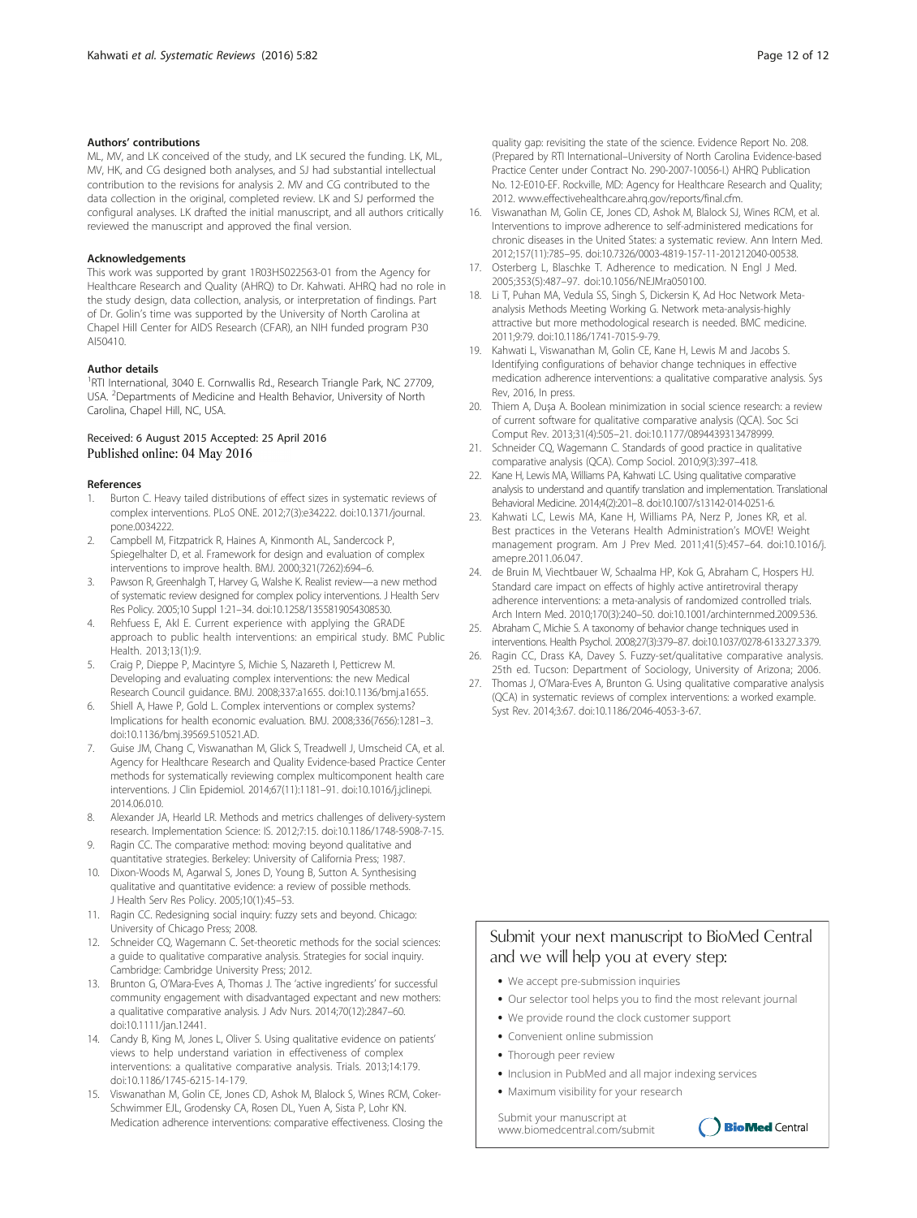### Authors' contributions

ML, MV, and LK conceived of the study, and LK secured the funding. LK, ML, MV, HK, and CG designed both analyses, and SJ had substantial intellectual contribution to the revisions for analysis 2. MV and CG contributed to the data collection in the original, completed review. LK and SJ performed the configural analyses. LK drafted the initial manuscript, and all authors critically reviewed the manuscript and approved the final version.

### Acknowledgements

This work was supported by grant 1R03HS022563-01 from the Agency for Healthcare Research and Quality (AHRQ) to Dr. Kahwati. AHRQ had no role in the study design, data collection, analysis, or interpretation of findings. Part of Dr. Golin's time was supported by the University of North Carolina at Chapel Hill Center for AIDS Research (CFAR), an NIH funded program P30 AI50410.

### Author details

[1]RTI International, 3040 E. Cornwallis Rd., Research Triangle Park, NC 27709, USA. [2]Departments of Medicine and Health Behavior, University of North Carolina, Chapel Hill, NC, USA.

Received: 6 August 2015 Accepted: 25 April 2016
Published online: 04 May 2016

### References

1. Burton C. Heavy tailed distributions of effect sizes in systematic reviews of complex interventions. PLoS ONE. 2012;7(3):e34222. doi:10.1371/journal.pone.0034222.
2. Campbell M, Fitzpatrick R, Haines A, Kinmonth AL, Sandercock P, Spiegelhalter D, et al. Framework for design and evaluation of complex interventions to improve health. BMJ. 2000;321(7262):694–6.
3. Pawson R, Greenhalgh T, Harvey G, Walshe K. Realist review—a new method of systematic review designed for complex policy interventions. J Health Serv Res Policy. 2005;10 Suppl 1:21–34. doi:10.1258/1355819054308530.
4. Rehfuess E, Akl E. Current experience with applying the GRADE approach to public health interventions: an empirical study. BMC Public Health. 2013;13(1):9.
5. Craig P, Dieppe P, Macintyre S, Michie S, Nazareth I, Petticrew M. Developing and evaluating complex interventions: the new Medical Research Council guidance. BMJ. 2008;337:a1655. doi:10.1136/bmj.a1655.
6. Shiell A, Hawe P, Gold L. Complex interventions or complex systems? Implications for health economic evaluation. BMJ. 2008;336(7656):1281–3. doi:10.1136/bmj.39569.510521.AD.
7. Guise JM, Chang C, Viswanathan M, Glick S, Treadwell J, Umscheid CA, et al. Agency for Healthcare Research and Quality Evidence-based Practice Center methods for systematically reviewing complex multicomponent health care interventions. J Clin Epidemiol. 2014;67(11):1181–91. doi:10.1016/j.jclinepi.2014.06.010.
8. Alexander JA, Hearld LR. Methods and metrics challenges of delivery-system research. Implementation Science: IS. 2012;7:15. doi:10.1186/1748-5908-7-15.
9. Ragin CC. The comparative method: moving beyond qualitative and quantitative strategies. Berkeley: University of California Press; 1987.
10. Dixon-Woods M, Agarwal S, Jones D, Young B, Sutton A. Synthesising qualitative and quantitative evidence: a review of possible methods. J Health Serv Res Policy. 2005;10(1):45–53.
11. Ragin CC. Redesigning social inquiry: fuzzy sets and beyond. Chicago: University of Chicago Press; 2008.
12. Schneider CQ, Wagemann C. Set-theoretic methods for the social sciences: a guide to qualitative comparative analysis. Strategies for social inquiry. Cambridge: Cambridge University Press; 2012.
13. Brunton G, O'Mara-Eves A, Thomas J. The 'active ingredients' for successful community engagement with disadvantaged expectant and new mothers: a qualitative comparative analysis. J Adv Nurs. 2014;70(12):2847–60. doi:10.1111/jan.12441.
14. Candy B, King M, Jones L, Oliver S. Using qualitative evidence on patients' views to help understand variation in effectiveness of complex interventions: a qualitative comparative analysis. Trials. 2013;14:179. doi:10.1186/1745-6215-14-179.
15. Viswanathan M, Golin CE, Jones CD, Ashok M, Blalock S, Wines RCM, Coker-Schwimmer EJL, Grodensky CA, Rosen DL, Yuen A, Sista P, Lohr KN. Medication adherence interventions: comparative effectiveness. Closing the quality gap: revisiting the state of the science. Evidence Report No. 208. (Prepared by RTI International–University of North Carolina Evidence-based Practice Center under Contract No. 290-2007-10056-I.) AHRQ Publication No. 12-E010-EF. Rockville, MD: Agency for Healthcare Research and Quality; 2012. www.effectivehealthcare.ahrq.gov/reports/final.cfm.
16. Viswanathan M, Golin CE, Jones CD, Ashok M, Blalock SJ, Wines RCM, et al. Interventions to improve adherence to self-administered medications for chronic diseases in the United States: a systematic review. Ann Intern Med. 2012;157(11):785–95. doi:10.7326/0003-4819-157-11-201212040-00538.
17. Osterberg L, Blaschke T. Adherence to medication. N Engl J Med. 2005;353(5):487–97. doi:10.1056/NEJMra050100.
18. Li T, Puhan MA, Vedula SS, Singh S, Dickersin K, Ad Hoc Network Meta-analysis Methods Meeting Working G. Network meta-analysis-highly attractive but more methodological research is needed. BMC medicine. 2011;9:79. doi:10.1186/1741-7015-9-79.
19. Kahwati L, Viswanathan M, Golin CE, Kane H, Lewis M and Jacobs S. Identifying configurations of behavior change techniques in effective medication adherence interventions: a qualitative comparative analysis. Sys Rev, 2016, In press.
20. Thiem A, Duşa A. Boolean minimization in social science research: a review of current software for qualitative comparative analysis (QCA). Soc Sci Comput Rev. 2013;31(4):505–21. doi:10.1177/0894439313478999.
21. Schneider CQ, Wagemann C. Standards of good practice in qualitative comparative analysis (QCA). Comp Sociol. 2010;9(3):397–418.
22. Kane H, Lewis MA, Williams PA, Kahwati LC. Using qualitative comparative analysis to understand and quantify translation and implementation. Translational Behavioral Medicine. 2014;4(2):201–8. doi:10.1007/s13142-014-0251-6.
23. Kahwati LC, Lewis MA, Kane H, Williams PA, Nerz P, Jones KR, et al. Best practices in the Veterans Health Administration's MOVE! Weight management program. Am J Prev Med. 2011;41(5):457–64. doi:10.1016/j.amepre.2011.06.047.
24. de Bruin M, Viechtbauer W, Schaalma HP, Kok G, Abraham C, Hospers HJ. Standard care impact on effects of highly active antiretroviral therapy adherence interventions: a meta-analysis of randomized controlled trials. Arch Intern Med. 2010;170(3):240–50. doi:10.1001/archinternmed.2009.536.
25. Abraham C, Michie S. A taxonomy of behavior change techniques used in interventions. Health Psychol. 2008;27(3):379–87. doi:10.1037/0278-6133.27.3.379.
26. Ragin CC, Drass KA, Davey S. Fuzzy-set/qualitative comparative analysis. 25th ed. Tucson: Department of Sociology, University of Arizona; 2006.
27. Thomas J, O'Mara-Eves A, Brunton G. Using qualitative comparative analysis (QCA) in systematic reviews of complex interventions: a worked example. Syst Rev. 2014;3:67. doi:10.1186/2046-4053-3-67.

Submit your next manuscript to BioMed Central and we will help you at every step:

- We accept pre-submission inquiries
- Our selector tool helps you to find the most relevant journal
- We provide round the clock customer support
- Convenient online submission
- Thorough peer review
- Inclusion in PubMed and all major indexing services
- Maximum visibility for your research

Submit your manuscript at www.biomedcentral.com/submit

BioMed Central